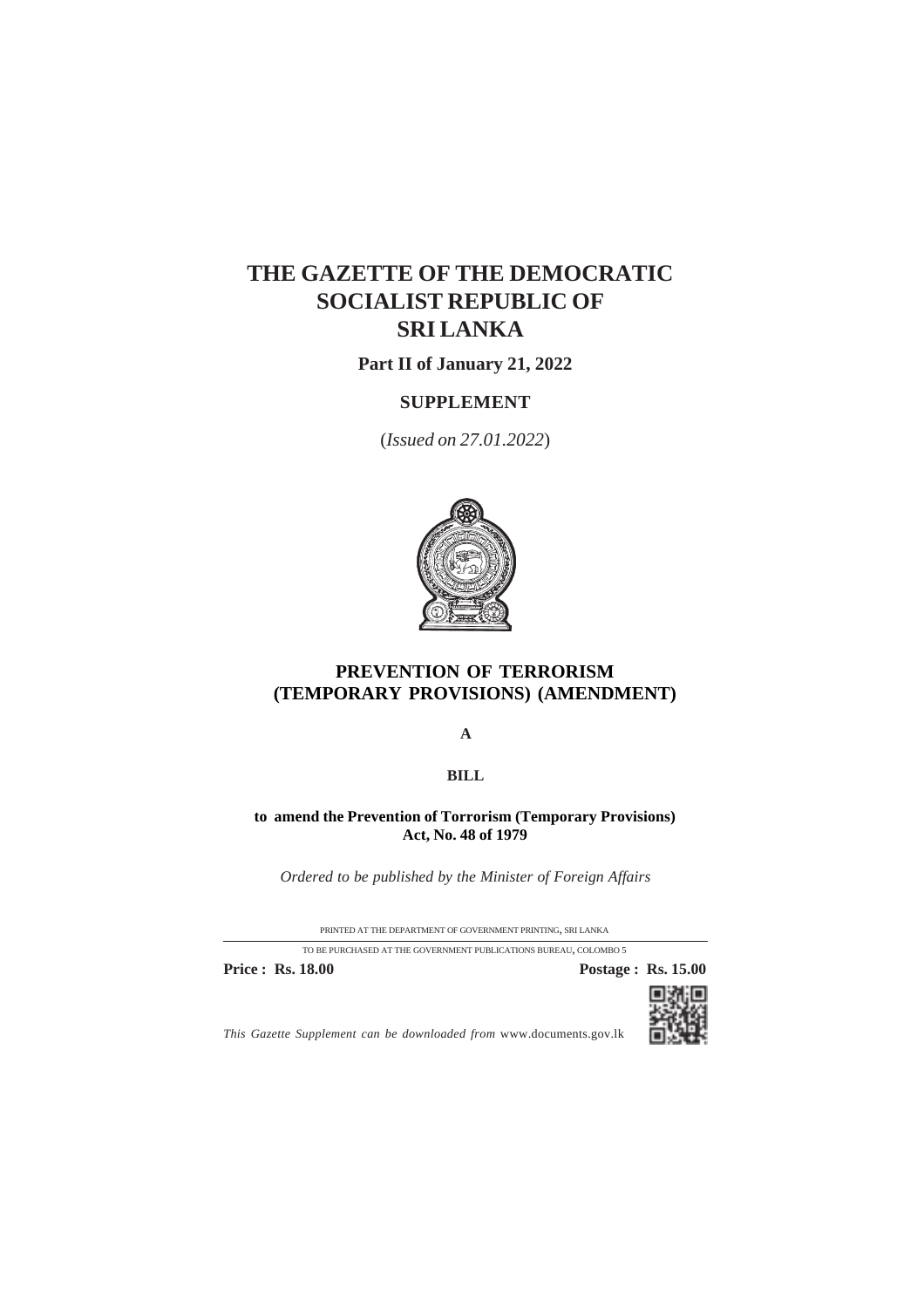# THE GAZETTE OF THE DEMOCRATIC SOCIALIST REPUBLIC OF SRI LANKA

**Part II of January 21, 2022**

**SUPPLEMENT**

(*Issued on 27.01.2022*)

## PREVENTION OF TERRORISM (TEMPORARY PROVISIONS) (AMENDMENT)

**A**

**BILL**

**to amend the Prevention of Torrorism (Temporary Provisions) Act, No. 48 of 1979**

*Ordered to be published by the Minister of Foreign Affairs*

PRINTED AT THE DEPARTMENT OF GOVERNMENT PRINTING, SRI LANKA

TO BE PURCHASED AT THE GOVERNMENT PUBLICATIONS BUREAU, COLOMBO 5

**Price : Rs. 18.00** **Postage : Rs. 15.00**

*This Gazette Supplement can be downloaded from* www.documents.gov.lk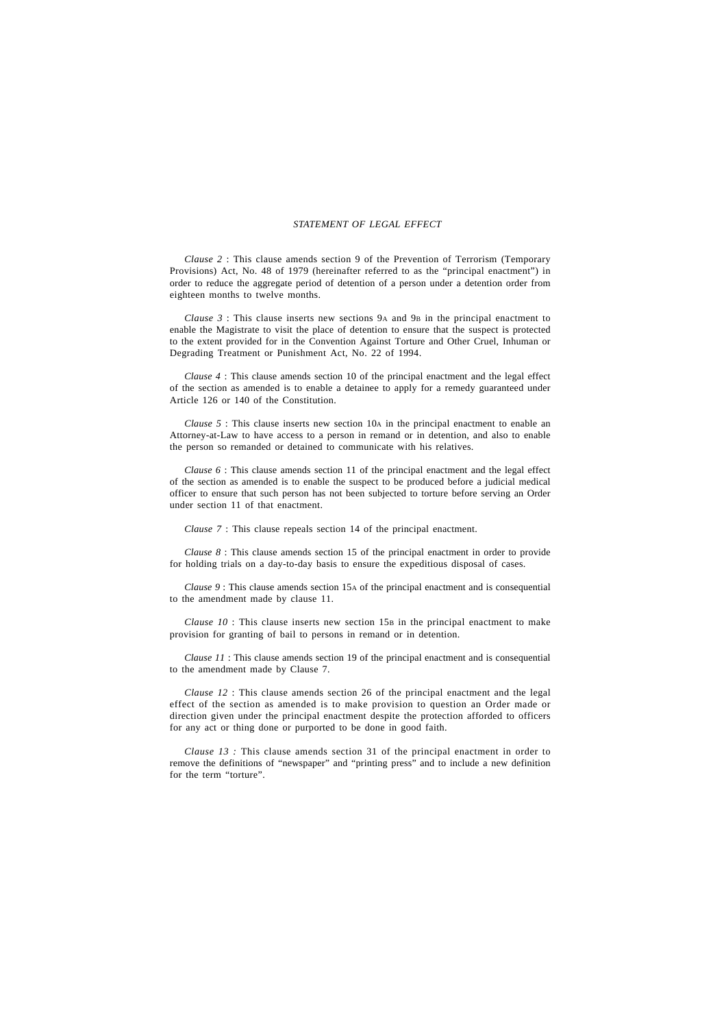*STATEMENT OF LEGAL EFFECT*

*Clause 2* : This clause amends section 9 of the Prevention of Terrorism (Temporary Provisions) Act, No. 48 of 1979 (hereinafter referred to as the "principal enactment") in order to reduce the aggregate period of detention of a person under a detention order from eighteen months to twelve months.

*Clause 3* : This clause inserts new sections 9A and 9B in the principal enactment to enable the Magistrate to visit the place of detention to ensure that the suspect is protected to the extent provided for in the Convention Against Torture and Other Cruel, Inhuman or Degrading Treatment or Punishment Act, No. 22 of 1994.

*Clause 4* : This clause amends section 10 of the principal enactment and the legal effect of the section as amended is to enable a detainee to apply for a remedy guaranteed under Article 126 or 140 of the Constitution.

*Clause 5* : This clause inserts new section 10A in the principal enactment to enable an Attorney-at-Law to have access to a person in remand or in detention, and also to enable the person so remanded or detained to communicate with his relatives.

*Clause 6* : This clause amends section 11 of the principal enactment and the legal effect of the section as amended is to enable the suspect to be produced before a judicial medical officer to ensure that such person has not been subjected to torture before serving an Order under section 11 of that enactment.

*Clause 7* : This clause repeals section 14 of the principal enactment.

*Clause 8* : This clause amends section 15 of the principal enactment in order to provide for holding trials on a day-to-day basis to ensure the expeditious disposal of cases.

*Clause 9* : This clause amends section 15A of the principal enactment and is consequential to the amendment made by clause 11.

*Clause 10* : This clause inserts new section 15B in the principal enactment to make provision for granting of bail to persons in remand or in detention.

*Clause 11* : This clause amends section 19 of the principal enactment and is consequential to the amendment made by Clause 7.

*Clause 12* : This clause amends section 26 of the principal enactment and the legal effect of the section as amended is to make provision to question an Order made or direction given under the principal enactment despite the protection afforded to officers for any act or thing done or purported to be done in good faith.

*Clause 13 :* This clause amends section 31 of the principal enactment in order to remove the definitions of "newspaper" and "printing press" and to include a new definition for the term "torture".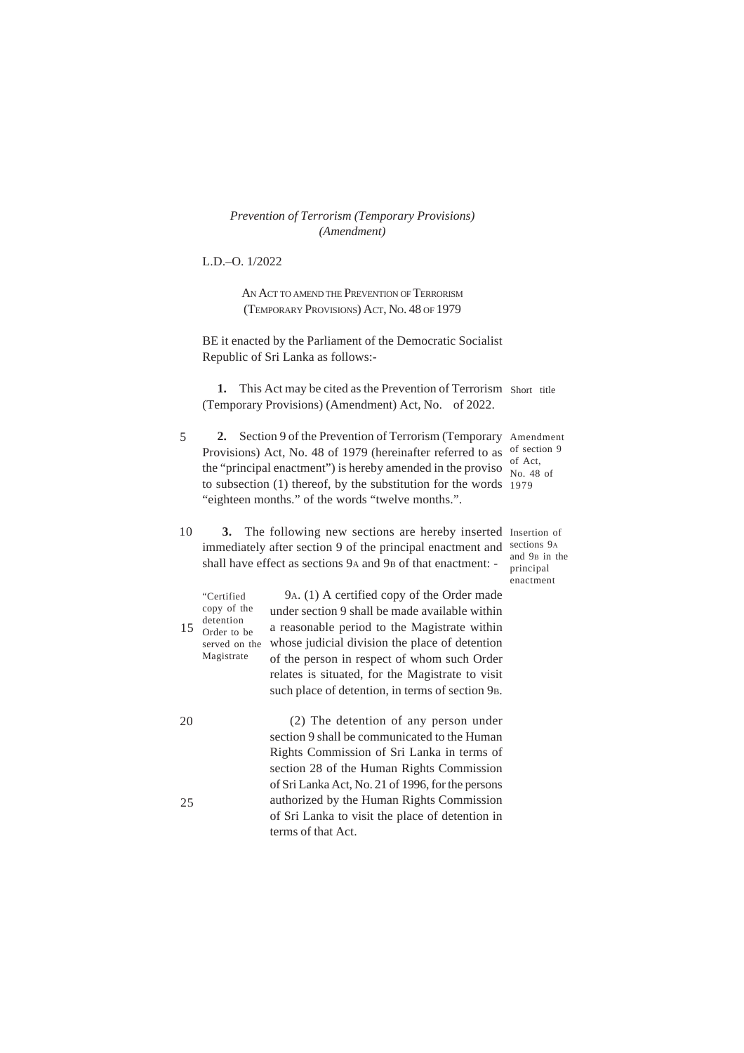*Prevention of Terrorism (Temporary Provisions) (Amendment)*

L.D.–O. 1/2022

AN ACT TO AMEND THE PREVENTION OF TERRORISM (TEMPORARY PROVISIONS) ACT, NO. 48 OF 1979

BE it enacted by the Parliament of the Democratic Socialist Republic of Sri Lanka as follows:-

Short title

**1.** This Act may be cited as the Prevention of Terrorism (Temporary Provisions) (Amendment) Act, No. of 2022.

Amendment of section 9 of Act, No. 48 of 1979

**2.** Section 9 of the Prevention of Terrorism (Temporary Provisions) Act, No. 48 of 1979 (hereinafter referred to as the "principal enactment") is hereby amended in the proviso to subsection (1) thereof, by the substitution for the words "eighteen months." of the words "twelve months.".

Insertion of sections 9A and 9B in the principal enactment

**3.** The following new sections are hereby inserted immediately after section 9 of the principal enactment and shall have effect as sections 9A and 9B of that enactment: -

"Certified copy of the detention Order to be served on the Magistrate

9A. (1) A certified copy of the Order made under section 9 shall be made available within a reasonable period to the Magistrate within whose judicial division the place of detention of the person in respect of whom such Order relates is situated, for the Magistrate to visit such place of detention, in terms of section 9B.

(2) The detention of any person under section 9 shall be communicated to the Human Rights Commission of Sri Lanka in terms of section 28 of the Human Rights Commission of Sri Lanka Act, No. 21 of 1996, for the persons authorized by the Human Rights Commission of Sri Lanka to visit the place of detention in terms of that Act.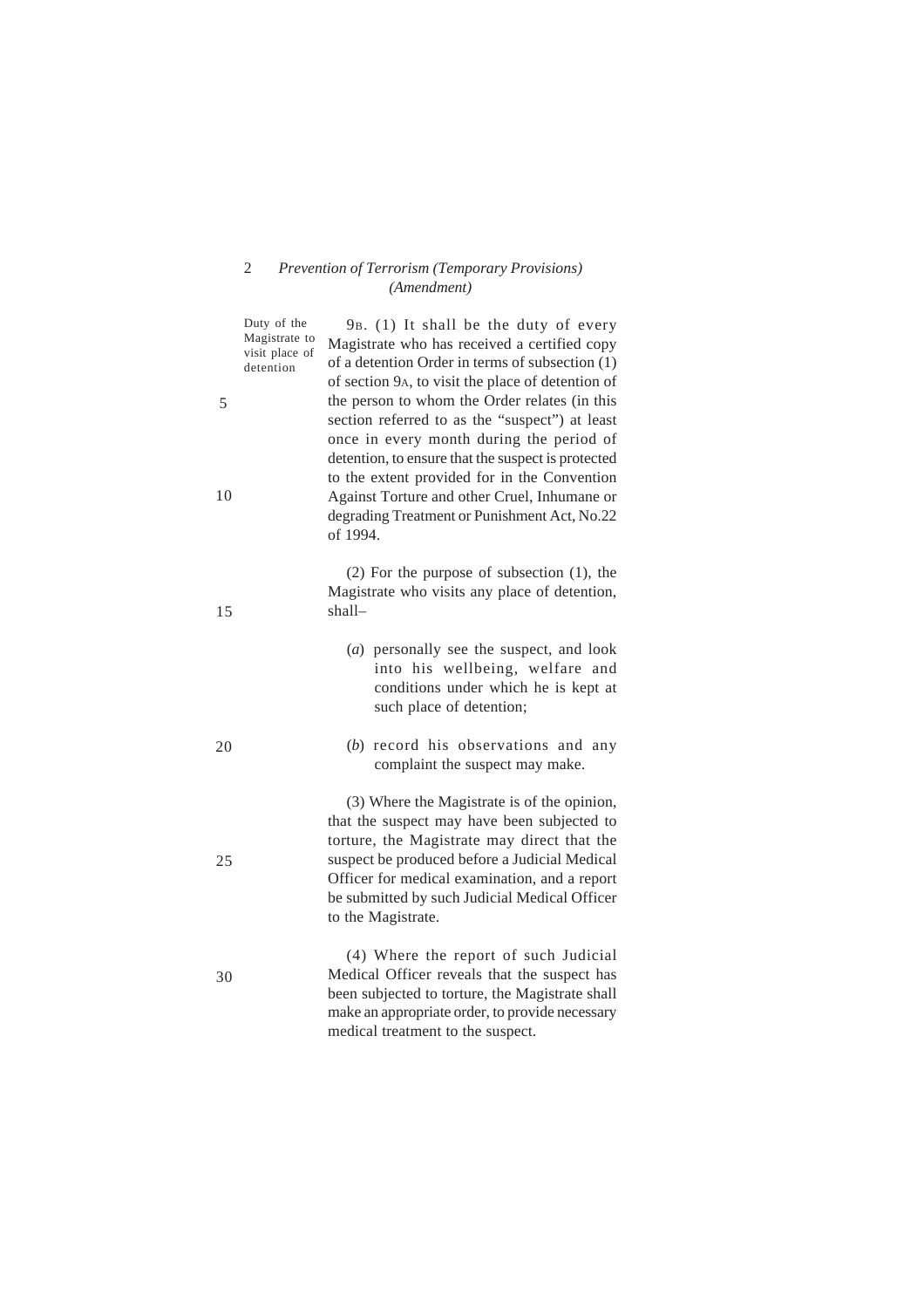Duty of the Magistrate to visit place of detention

9B. (1) It shall be the duty of every Magistrate who has received a certified copy of a detention Order in terms of subsection (1) of section 9A, to visit the place of detention of the person to whom the Order relates (in this section referred to as the "suspect") at least once in every month during the period of detention, to ensure that the suspect is protected to the extent provided for in the Convention Against Torture and other Cruel, Inhumane or degrading Treatment or Punishment Act, No.22 of 1994.

(2) For the purpose of subsection (1), the Magistrate who visits any place of detention, shall–

(*a*) personally see the suspect, and look into his wellbeing, welfare and conditions under which he is kept at such place of detention;

(*b*) record his observations and any complaint the suspect may make.

(3) Where the Magistrate is of the opinion, that the suspect may have been subjected to torture, the Magistrate may direct that the suspect be produced before a Judicial Medical Officer for medical examination, and a report be submitted by such Judicial Medical Officer to the Magistrate.

(4) Where the report of such Judicial Medical Officer reveals that the suspect has been subjected to torture, the Magistrate shall make an appropriate order, to provide necessary medical treatment to the suspect.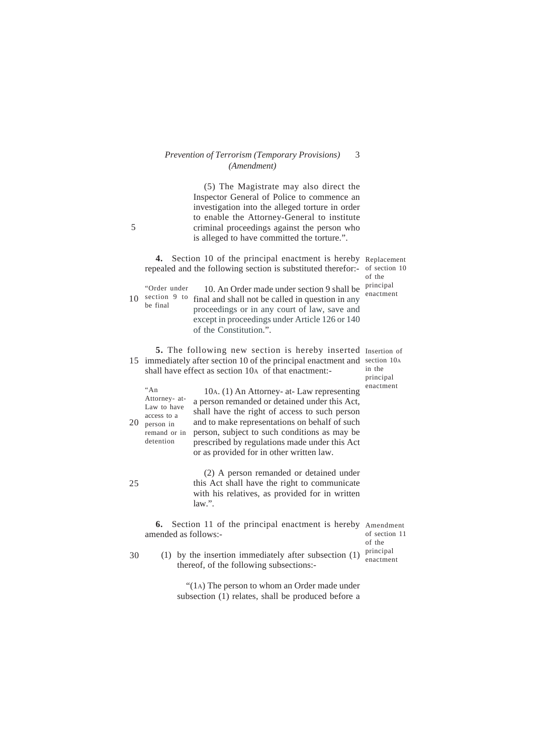(5) The Magistrate may also direct the Inspector General of Police to commence an investigation into the alleged torture in order to enable the Attorney-General to institute criminal proceedings against the person who is alleged to have committed the torture.".

**4.** Section 10 of the principal enactment is hereby repealed and the following section is substituted therefor:-

*Replacement of section 10 of the principal enactment*

"Order under section 9 to be final

10. An Order made under section 9 shall be final and shall not be called in question in any proceedings or in any court of law, save and except in proceedings under Article 126 or 140 of the Constitution.".

**5.** The following new section is hereby inserted immediately after section 10 of the principal enactment and shall have effect as section 10A of that enactment:-

*Insertion of section 10A in the principal enactment*

"An Attorney- at-Law to have access to a person in remand or in detention

10A. (1) An Attorney- at- Law representing a person remanded or detained under this Act, shall have the right of access to such person and to make representations on behalf of such person, subject to such conditions as may be prescribed by regulations made under this Act or as provided for in other written law.

(2) A person remanded or detained under this Act shall have the right to communicate with his relatives, as provided for in written law.".

**6.** Section 11 of the principal enactment is hereby amended as follows:-

*Amendment of section 11 of the principal enactment*

(1) by the insertion immediately after subsection (1) thereof, of the following subsections:-

"(1A) The person to whom an Order made under subsection (1) relates, shall be produced before a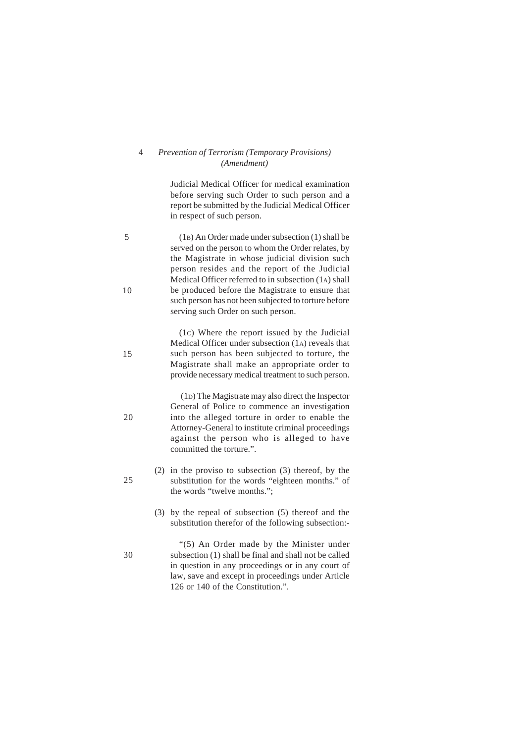Judicial Medical Officer for medical examination before serving such Order to such person and a report be submitted by the Judicial Medical Officer in respect of such person.

(1B) An Order made under subsection (1) shall be served on the person to whom the Order relates, by the Magistrate in whose judicial division such person resides and the report of the Judicial Medical Officer referred to in subsection (1A) shall be produced before the Magistrate to ensure that such person has not been subjected to torture before serving such Order on such person.

(1C) Where the report issued by the Judicial Medical Officer under subsection (1A) reveals that such person has been subjected to torture, the Magistrate shall make an appropriate order to provide necessary medical treatment to such person.

(1D) The Magistrate may also direct the Inspector General of Police to commence an investigation into the alleged torture in order to enable the Attorney-General to institute criminal proceedings against the person who is alleged to have committed the torture.".

(2) in the proviso to subsection (3) thereof, by the substitution for the words "eighteen months." of the words "twelve months.";

(3) by the repeal of subsection (5) thereof and the substitution therefor of the following subsection:-

"(5) An Order made by the Minister under subsection (1) shall be final and shall not be called in question in any proceedings or in any court of law, save and except in proceedings under Article 126 or 140 of the Constitution.".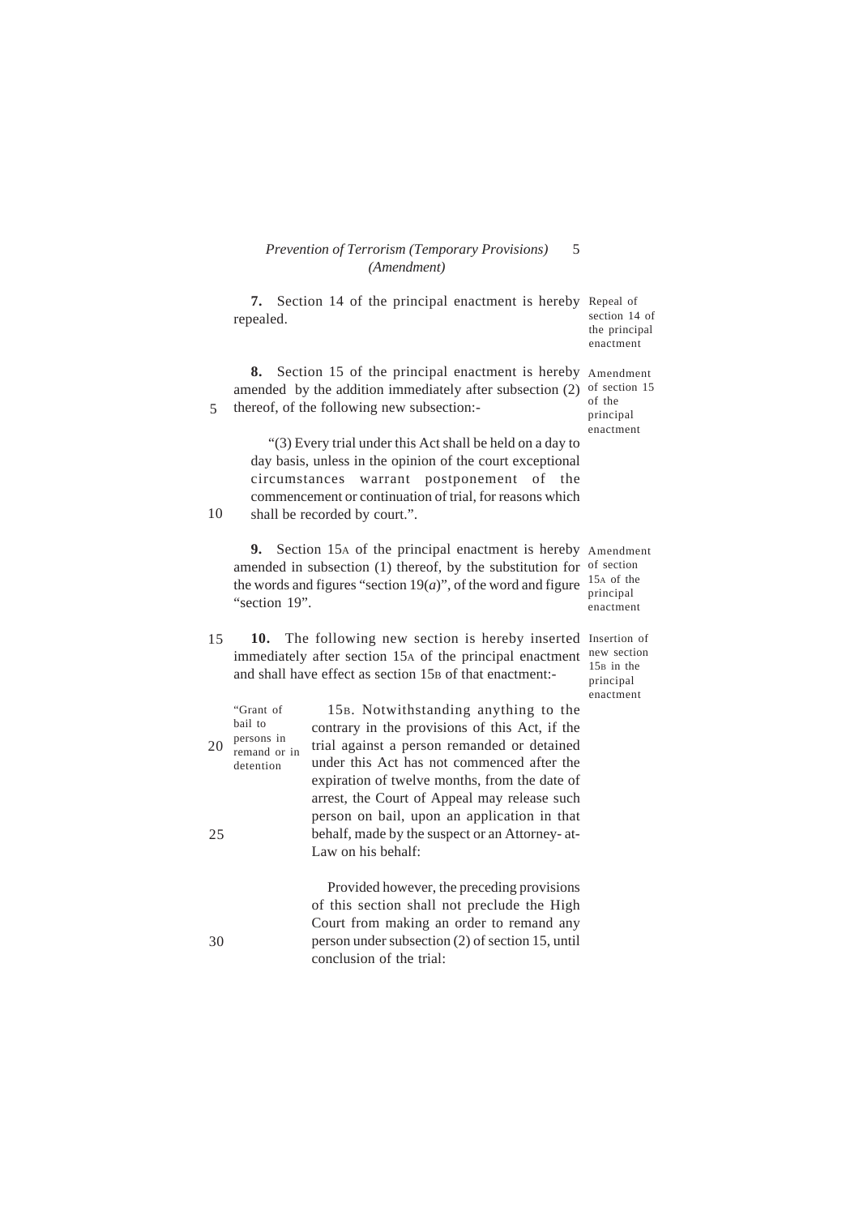**7.** Section 14 of the principal enactment is hereby repealed.

Repeal of section 14 of the principal enactment

**8.** Section 15 of the principal enactment is hereby amended by the addition immediately after subsection (2) thereof, of the following new subsection:-

Amendment of section 15 of the principal enactment

> "(3) Every trial under this Act shall be held on a day to day basis, unless in the opinion of the court exceptional circumstances warrant postponement of the commencement or continuation of trial, for reasons which shall be recorded by court.".

**9.** Section 15A of the principal enactment is hereby amended in subsection (1) thereof, by the substitution for the words and figures "section 19(*a*)", of the word and figure "section 19".

Amendment of section 15A of the principal enactment

**10.** The following new section is hereby inserted immediately after section 15A of the principal enactment and shall have effect as section 15B of that enactment:-

Insertion of new section 15B in the principal enactment

> "Grant of bail to persons in remand or in detention
>
> 15B. Notwithstanding anything to the contrary in the provisions of this Act, if the trial against a person remanded or detained under this Act has not commenced after the expiration of twelve months, from the date of arrest, the Court of Appeal may release such person on bail, upon an application in that behalf, made by the suspect or an Attorney- at-Law on his behalf:
>
> Provided however, the preceding provisions of this section shall not preclude the High Court from making an order to remand any person under subsection (2) of section 15, until conclusion of the trial: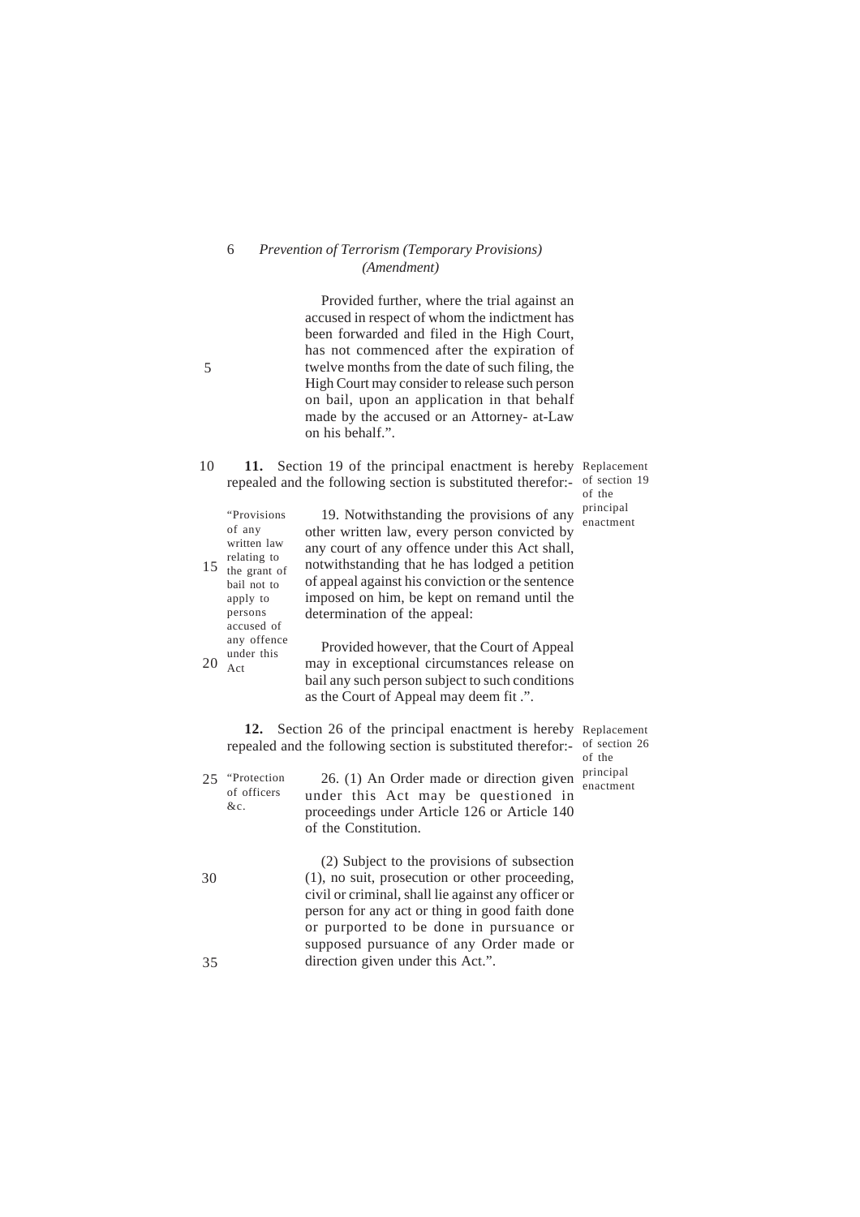Provided further, where the trial against an accused in respect of whom the indictment has been forwarded and filed in the High Court, has not commenced after the expiration of twelve months from the date of such filing, the High Court may consider to release such person on bail, upon an application in that behalf made by the accused or an Attorney- at-Law on his behalf.".

*Replacement of section 19 of the principal enactment*

**11.** Section 19 of the principal enactment is hereby repealed and the following section is substituted therefor:-

"*Provisions of any written law relating to the grant of bail not to apply to persons accused of any offence under this Act*

19. Notwithstanding the provisions of any other written law, every person convicted by any court of any offence under this Act shall, notwithstanding that he has lodged a petition of appeal against his conviction or the sentence imposed on him, be kept on remand until the determination of the appeal:

Provided however, that the Court of Appeal may in exceptional circumstances release on bail any such person subject to such conditions as the Court of Appeal may deem fit .".

*Replacement of section 26 of the principal enactment*

**12.** Section 26 of the principal enactment is hereby repealed and the following section is substituted therefor:-

"*Protection of officers &c.*

26. (1) An Order made or direction given under this Act may be questioned in proceedings under Article 126 or Article 140 of the Constitution.

(2) Subject to the provisions of subsection (1), no suit, prosecution or other proceeding, civil or criminal, shall lie against any officer or person for any act or thing in good faith done or purported to be done in pursuance or supposed pursuance of any Order made or direction given under this Act.".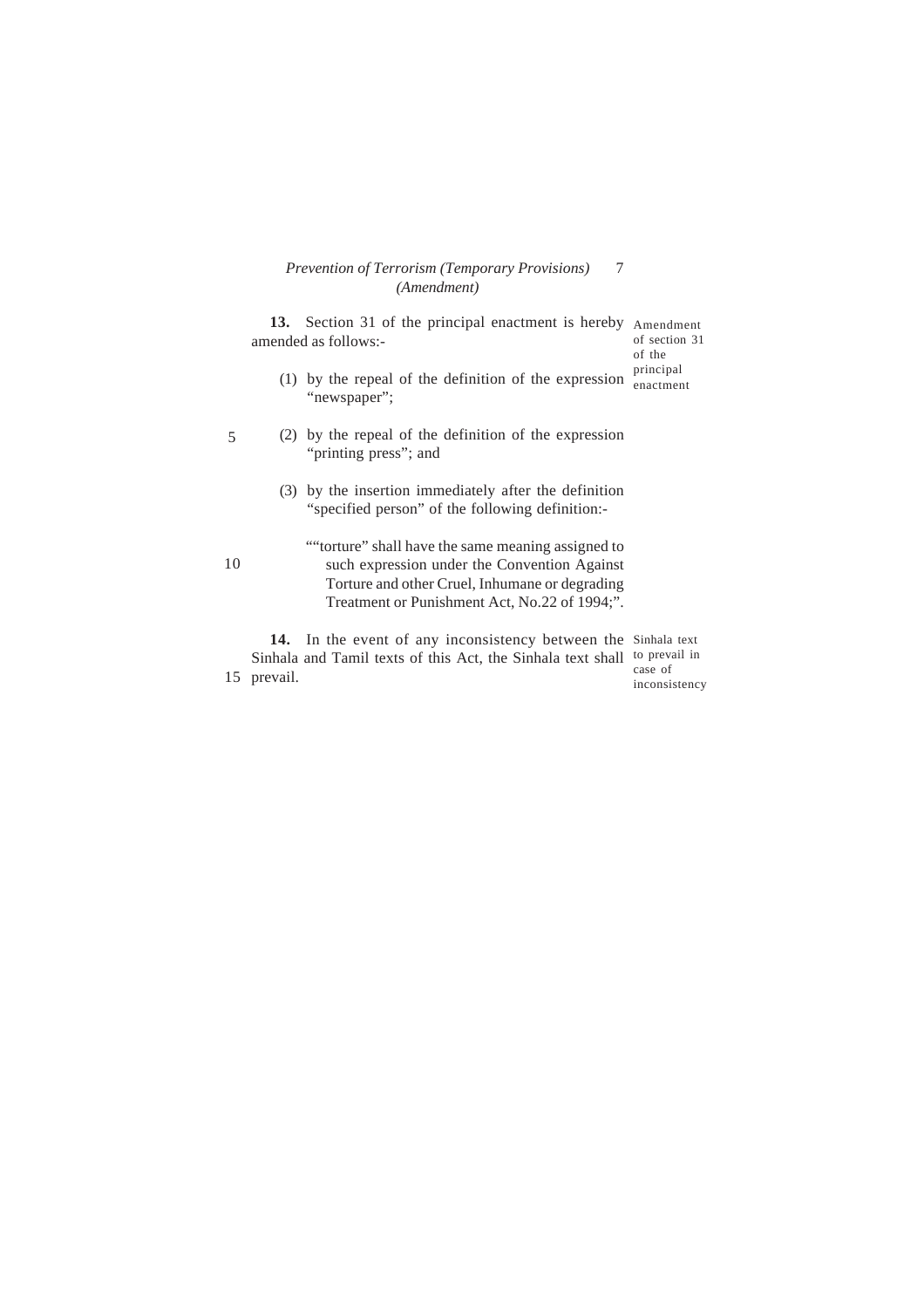**13.** Section 31 of the principal enactment is hereby amended as follows:-

Amendment of section 31 of the principal enactment

(1) by the repeal of the definition of the expression "newspaper";

(2) by the repeal of the definition of the expression "printing press"; and

(3) by the insertion immediately after the definition "specified person" of the following definition:-

""torture" shall have the same meaning assigned to such expression under the Convention Against Torture and other Cruel, Inhumane or degrading Treatment or Punishment Act, No.22 of 1994;".

**14.** In the event of any inconsistency between the Sinhala and Tamil texts of this Act, the Sinhala text shall prevail.

Sinhala text to prevail in case of inconsistency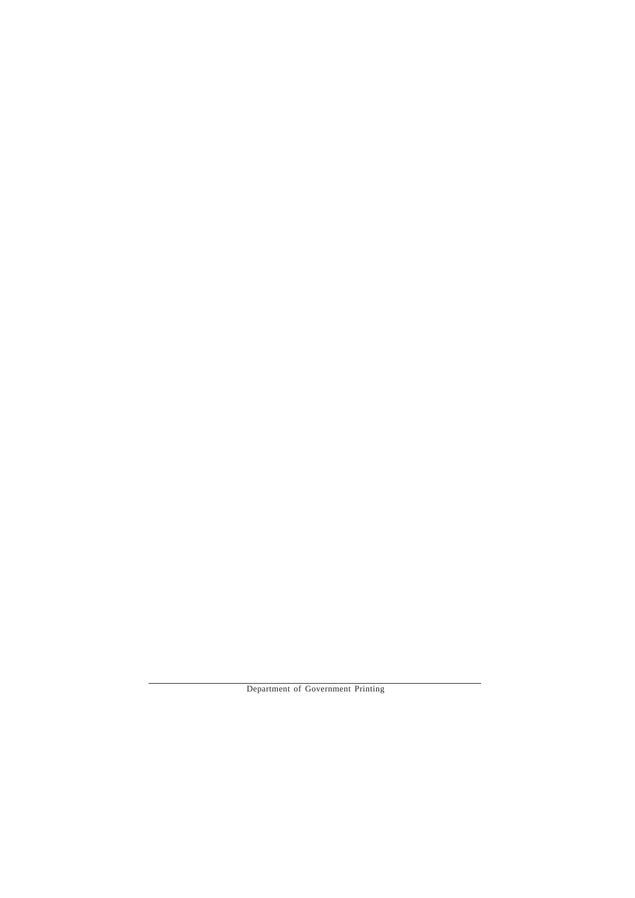Department of Government Printing